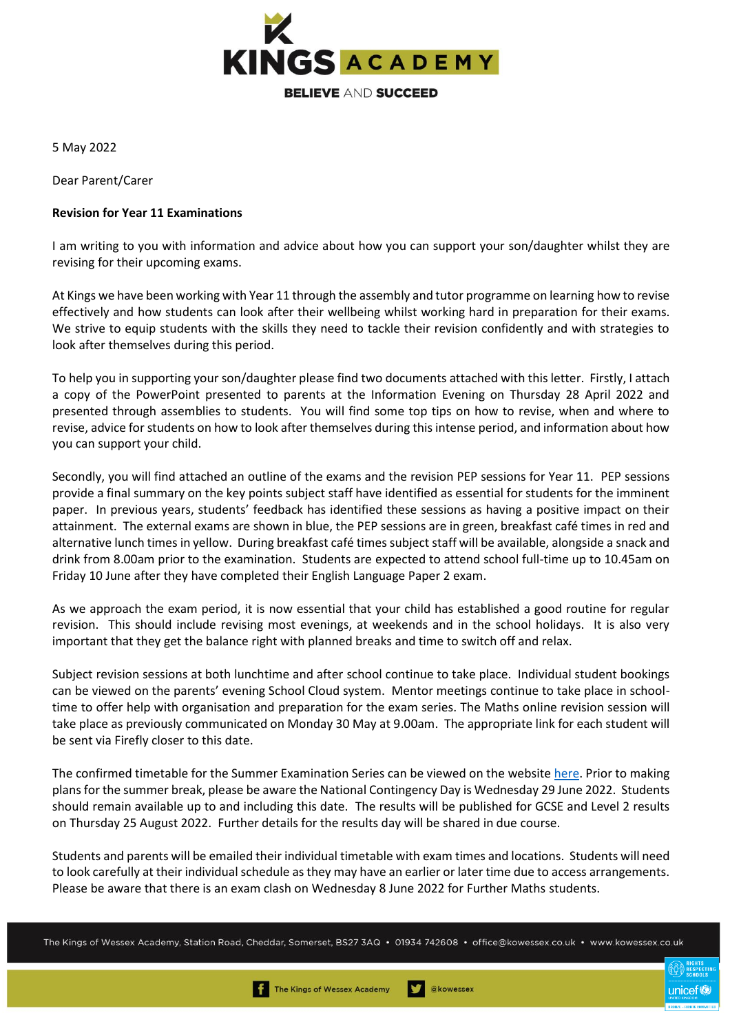5 May 2022

Dear Parent/Carer

**Revision for Year 11 Examinations**

I am writing to you with information and advice about how you can support your son/daughter whilst they are revising for their upcoming exams.

At Kings we have been working with Year 11 through the assembly and tutor programme on learning how to revise effectively and how students can look after their wellbeing whilst working hard in preparation for their exams. We strive to equip students with the skills they need to tackle their revision confidently and with strategies to look after themselves during this period.

To help you in supporting your son/daughter please find two documents attached with this letter. Firstly, I attach a copy of the PowerPoint presented to parents at the Information Evening on Thursday 28 April 2022 and presented through assemblies to students. You will find some top tips on how to revise, when and where to revise, advice for students on how to look after themselves during this intense period, and information about how you can support your child.

Secondly, you will find attached an outline of the exams and the revision PEP sessions for Year 11. PEP sessions provide a final summary on the key points subject staff have identified as essential for students for the imminent paper. In previous years, students' feedback has identified these sessions as having a positive impact on their attainment. The external exams are shown in blue, the PEP sessions are in green, breakfast café times in red and alternative lunch times in yellow. During breakfast café times subject staff will be available, alongside a snack and drink from 8.00am prior to the examination. Students are expected to attend school full-time up to 10.45am on Friday 10 June after they have completed their English Language Paper 2 exam.

As we approach the exam period, it is now essential that your child has established a good routine for regular revision. This should include revising most evenings, at weekends and in the school holidays. It is also very important that they get the balance right with planned breaks and time to switch off and relax.

Subject revision sessions at both lunchtime and after school continue to take place. Individual student bookings can be viewed on the parents' evening School Cloud system. Mentor meetings continue to take place in school-time to offer help with organisation and preparation for the exam series. The Maths online revision session will take place as previously communicated on Monday 30 May at 9.00am. The appropriate link for each student will be sent via Firefly closer to this date.

The confirmed timetable for the Summer Examination Series can be viewed on the website here. Prior to making plans for the summer break, please be aware the National Contingency Day is Wednesday 29 June 2022. Students should remain available up to and including this date. The results will be published for GCSE and Level 2 results on Thursday 25 August 2022. Further details for the results day will be shared in due course.

Students and parents will be emailed their individual timetable with exam times and locations. Students will need to look carefully at their individual schedule as they may have an earlier or later time due to access arrangements. Please be aware that there is an exam clash on Wednesday 8 June 2022 for Further Maths students.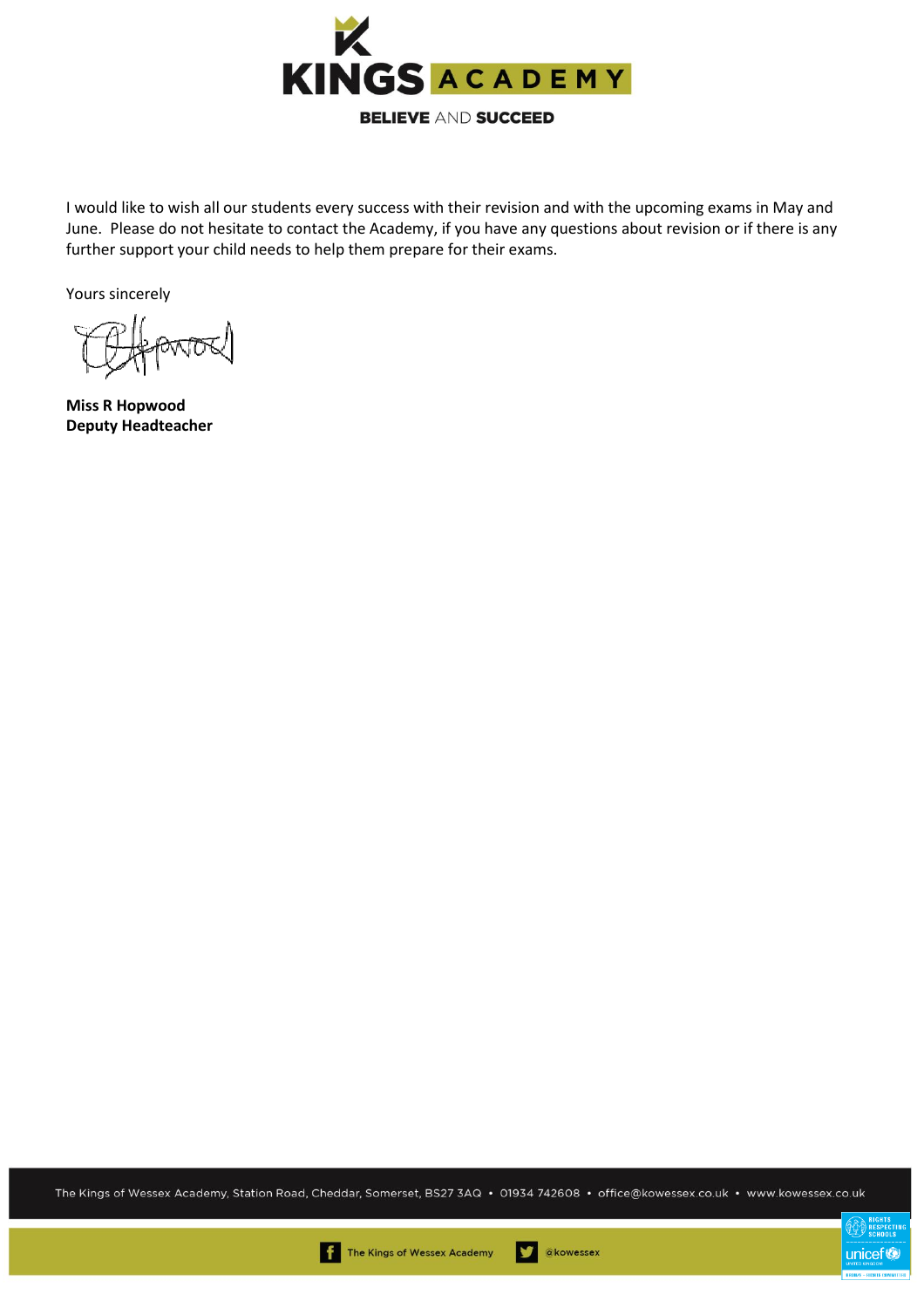I would like to wish all our students every success with their revision and with the upcoming exams in May and June. Please do not hesitate to contact the Academy, if you have any questions about revision or if there is any further support your child needs to help them prepare for their exams.

Yours sincerely

**Miss R Hopwood**
**Deputy Headteacher**